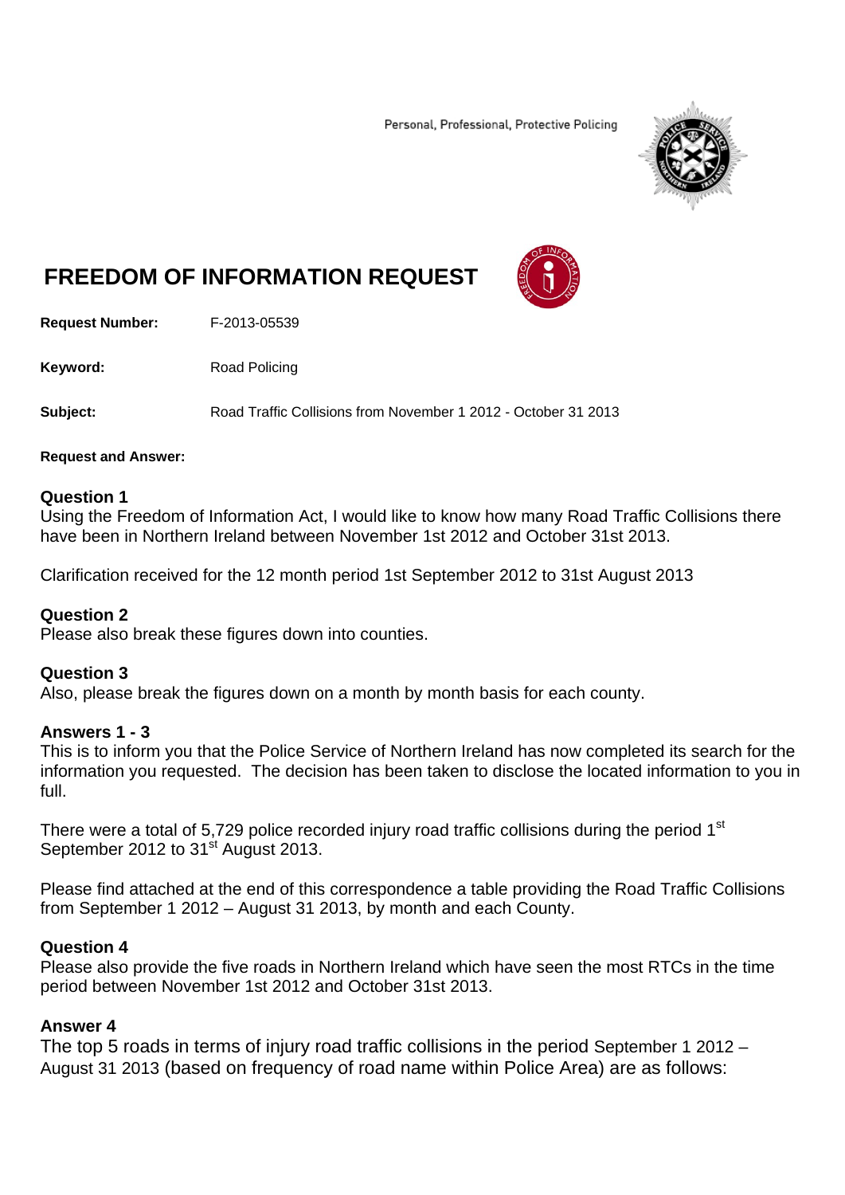Personal, Professional, Protective Policing

# FREEDOM OF INFORMATION REQUEST

**Request Number:** F-2013-05539

**Keyword:** Road Policing

**Subject:** Road Traffic Collisions from November 1 2012 - October 31 2013

**Request and Answer:**

**Question 1**
Using the Freedom of Information Act, I would like to know how many Road Traffic Collisions there have been in Northern Ireland between November 1st 2012 and October 31st 2013.

Clarification received for the 12 month period 1st September 2012 to 31st August 2013

**Question 2**
Please also break these figures down into counties.

**Question 3**
Also, please break the figures down on a month by month basis for each county.

**Answers 1 - 3**
This is to inform you that the Police Service of Northern Ireland has now completed its search for the information you requested. The decision has been taken to disclose the located information to you in full.

There were a total of 5,729 police recorded injury road traffic collisions during the period 1st September 2012 to 31st August 2013.

Please find attached at the end of this correspondence a table providing the Road Traffic Collisions from September 1 2012 – August 31 2013, by month and each County.

**Question 4**
Please also provide the five roads in Northern Ireland which have seen the most RTCs in the time period between November 1st 2012 and October 31st 2013.

**Answer 4**
The top 5 roads in terms of injury road traffic collisions in the period September 1 2012 – August 31 2013 (based on frequency of road name within Police Area) are as follows: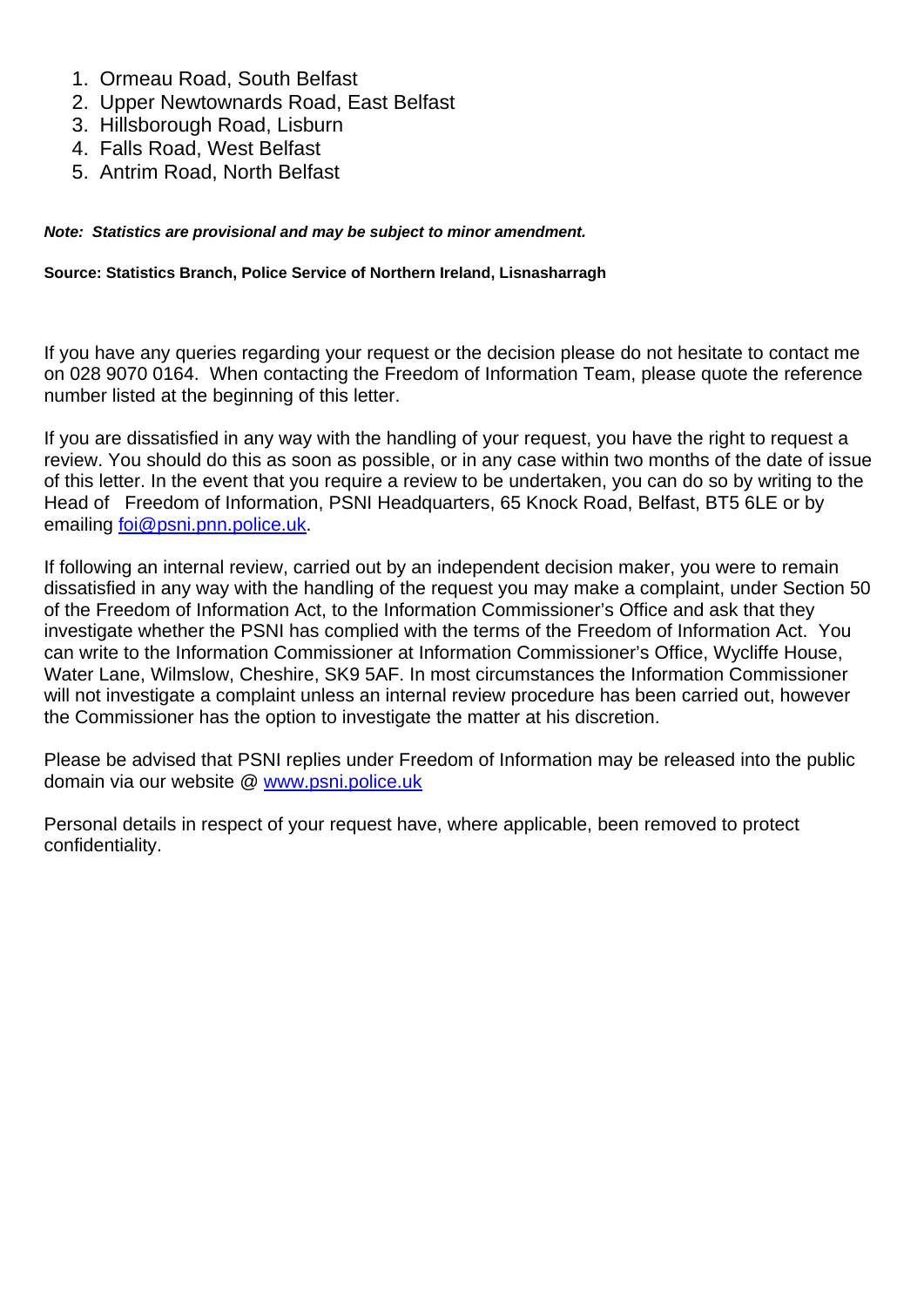1. Ormeau Road, South Belfast
2. Upper Newtownards Road, East Belfast
3. Hillsborough Road, Lisburn
4. Falls Road, West Belfast
5. Antrim Road, North Belfast

***Note: Statistics are provisional and may be subject to minor amendment.***

**Source: Statistics Branch, Police Service of Northern Ireland, Lisnasharragh**

If you have any queries regarding your request or the decision please do not hesitate to contact me on 028 9070 0164. When contacting the Freedom of Information Team, please quote the reference number listed at the beginning of this letter.

If you are dissatisfied in any way with the handling of your request, you have the right to request a review. You should do this as soon as possible, or in any case within two months of the date of issue of this letter. In the event that you require a review to be undertaken, you can do so by writing to the Head of Freedom of Information, PSNI Headquarters, 65 Knock Road, Belfast, BT5 6LE or by emailing foi@psni.pnn.police.uk.

If following an internal review, carried out by an independent decision maker, you were to remain dissatisfied in any way with the handling of the request you may make a complaint, under Section 50 of the Freedom of Information Act, to the Information Commissioner's Office and ask that they investigate whether the PSNI has complied with the terms of the Freedom of Information Act. You can write to the Information Commissioner at Information Commissioner's Office, Wycliffe House, Water Lane, Wilmslow, Cheshire, SK9 5AF. In most circumstances the Information Commissioner will not investigate a complaint unless an internal review procedure has been carried out, however the Commissioner has the option to investigate the matter at his discretion.

Please be advised that PSNI replies under Freedom of Information may be released into the public domain via our website @ www.psni.police.uk

Personal details in respect of your request have, where applicable, been removed to protect confidentiality.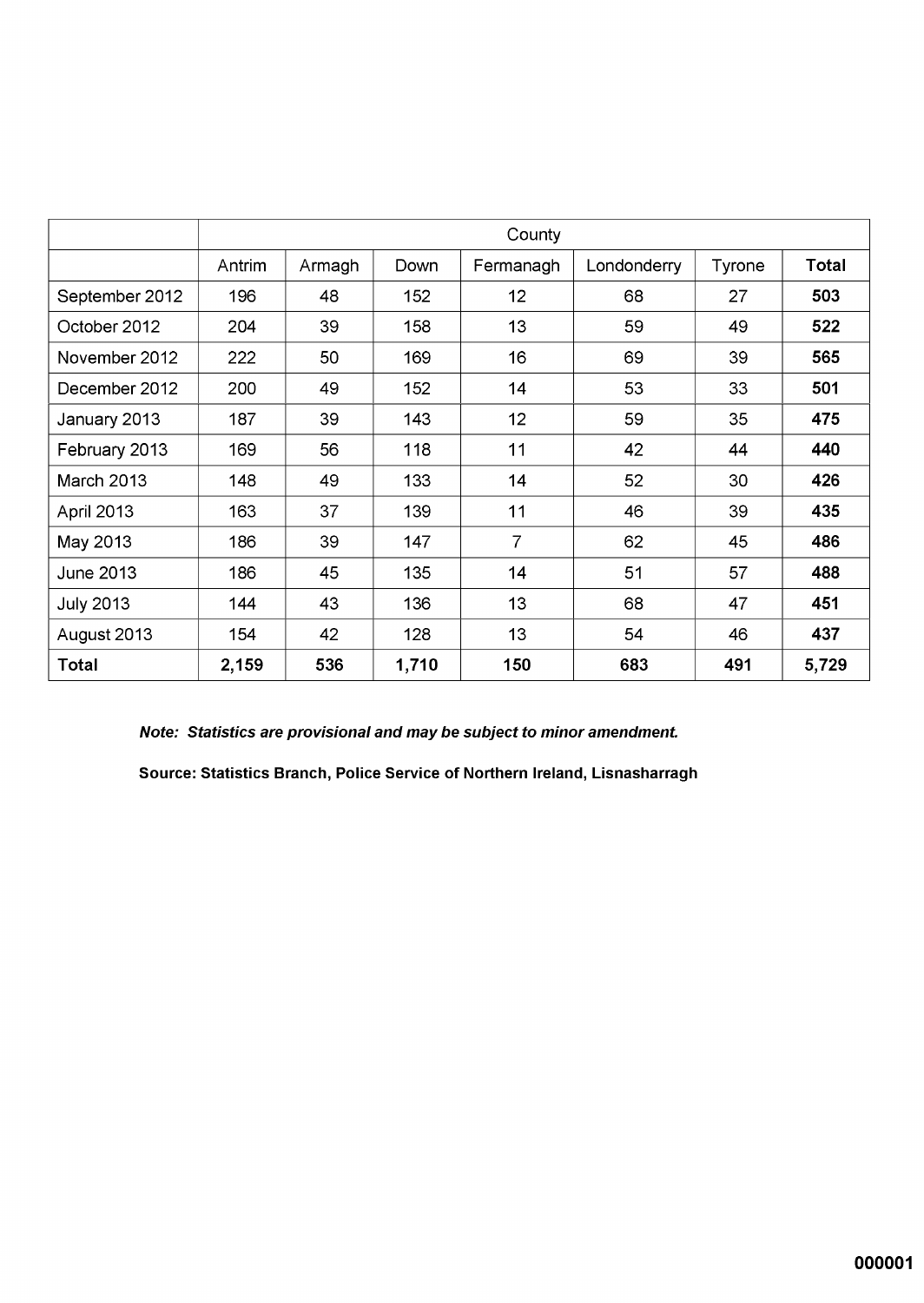| | County | | | | | | |
|---|---|---|---|---|---|---|---|
| | Antrim | Armagh | Down | Fermanagh | Londonderry | Tyrone | **Total** |
| September 2012 | 196 | 48 | 152 | 12 | 68 | 27 | **503** |
| October 2012 | 204 | 39 | 158 | 13 | 59 | 49 | **522** |
| November 2012 | 222 | 50 | 169 | 16 | 69 | 39 | **565** |
| December 2012 | 200 | 49 | 152 | 14 | 53 | 33 | **501** |
| January 2013 | 187 | 39 | 143 | 12 | 59 | 35 | **475** |
| February 2013 | 169 | 56 | 118 | 11 | 42 | 44 | **440** |
| March 2013 | 148 | 49 | 133 | 14 | 52 | 30 | **426** |
| April 2013 | 163 | 37 | 139 | 11 | 46 | 39 | **435** |
| May 2013 | 186 | 39 | 147 | 7 | 62 | 45 | **486** |
| June 2013 | 186 | 45 | 135 | 14 | 51 | 57 | **488** |
| July 2013 | 144 | 43 | 136 | 13 | 68 | 47 | **451** |
| August 2013 | 154 | 42 | 128 | 13 | 54 | 46 | **437** |
| **Total** | **2,159** | **536** | **1,710** | **150** | **683** | **491** | **5,729** |

***Note: Statistics are provisional and may be subject to minor amendment.***

**Source: Statistics Branch, Police Service of Northern Ireland, Lisnasharragh**

**000001**